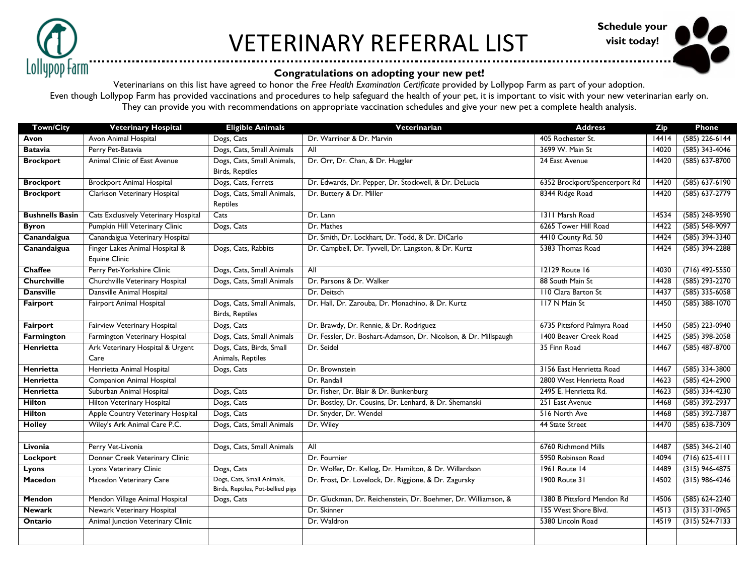Lollypop Farm

# VETERINARY REFERRAL LIST

**Schedule your visit today!**

**Congratulations on adopting your new pet!**

Veterinarians on this list have agreed to honor the *Free Health Examination Certificate* provided by Lollypop Farm as part of your adoption.
Even though Lollypop Farm has provided vaccinations and procedures to help safeguard the health of your pet, it is important to visit with your new veterinarian early on.
They can provide you with recommendations on appropriate vaccination schedules and give your new pet a complete health analysis.

| Town/City | Veterinary Hospital | Eligible Animals | Veterinarian | Address | Zip | Phone |
|---|---|---|---|---|---|---|
| **Avon** | Avon Animal Hospital | Dogs, Cats | Dr. Warriner & Dr. Marvin | 405 Rochester St. | 14414 | (585) 226-6144 |
| **Batavia** | Perry Pet-Batavia | Dogs, Cats, Small Animals | All | 3699 W. Main St | 14020 | (585) 343-4046 |
| **Brockport** | Animal Clinic of East Avenue | Dogs, Cats, Small Animals, Birds, Reptiles | Dr. Orr, Dr. Chan, & Dr. Huggler | 24 East Avenue | 14420 | (585) 637-8700 |
| **Brockport** | Brockport Animal Hospital | Dogs, Cats, Ferrets | Dr. Edwards, Dr. Pepper, Dr. Stockwell, & Dr. DeLucia | 6352 Brockport/Spencerport Rd | 14420 | (585) 637-6190 |
| **Brockport** | Clarkson Veterinary Hospital | Dogs, Cats, Small Animals, Reptiles | Dr. Buttery & Dr. Miller | 8344 Ridge Road | 14420 | (585) 637-2779 |
| **Bushnells Basin** | Cats Exclusively Veterinary Hospital | Cats | Dr. Lann | 1311 Marsh Road | 14534 | (585) 248-9590 |
| **Byron** | Pumpkin Hill Veterinary Clinic | Dogs, Cats | Dr. Mathes | 6265 Tower Hill Road | 14422 | (585) 548-9097 |
| **Canandaigua** | Canandaigua Veterinary Hospital | | Dr. Smith, Dr. Lockhart, Dr. Todd, & Dr. DiCarlo | 4410 County Rd. 50 | 14424 | (585) 394-3340 |
| **Canandaigua** | Finger Lakes Animal Hospital & Equine Clinic | Dogs, Cats, Rabbits | Dr. Campbell, Dr. Tyvvell, Dr. Langston, & Dr. Kurtz | 5383 Thomas Road | 14424 | (585) 394-2288 |
| **Chaffee** | Perry Pet-Yorkshire Clinic | Dogs, Cats, Small Animals | All | 12129 Route 16 | 14030 | (716) 492-5550 |
| **Churchville** | Churchville Veterinary Hospital | Dogs, Cats, Small Animals | Dr. Parsons & Dr. Walker | 88 South Main St | 14428 | (585) 293-2270 |
| **Dansville** | Dansville Animal Hospital | | Dr. Deitsch | 110 Clara Barton St | 14437 | (585) 335-6058 |
| **Fairport** | Fairport Animal Hospital | Dogs, Cats, Small Animals, Birds, Reptiles | Dr. Hall, Dr. Zarouba, Dr. Monachino, & Dr. Kurtz | 117 N Main St | 14450 | (585) 388-1070 |
| **Fairport** | Fairview Veterinary Hospital | Dogs, Cats | Dr. Brawdy, Dr. Rennie, & Dr. Rodriguez | 6735 Pittsford Palmyra Road | 14450 | (585) 223-0940 |
| **Farmington** | Farmington Veterinary Hospital | Dogs, Cats, Small Animals | Dr. Fessler, Dr. Boshart-Adamson, Dr. Nicolson, & Dr. Millspaugh | 1400 Beaver Creek Road | 14425 | (585) 398-2058 |
| **Henrietta** | Ark Veterinary Hospital & Urgent Care | Dogs, Cats, Birds, Small Animals, Reptiles | Dr. Seidel | 35 Finn Road | 14467 | (585) 487-8700 |
| **Henrietta** | Henrietta Animal Hospital | Dogs, Cats | Dr. Brownstein | 3156 East Henrietta Road | 14467 | (585) 334-3800 |
| **Henrietta** | Companion Animal Hospital | | Dr. Randall | 2800 West Henrietta Road | 14623 | (585) 424-2900 |
| **Henrietta** | Suburban Animal Hospital | Dogs, Cats | Dr. Fisher, Dr. Blair & Dr. Bunkenburg | 2495 E. Henrietta Rd. | 14623 | (585) 334-4230 |
| **Hilton** | Hilton Veterinary Hospital | Dogs, Cats | Dr. Bostley, Dr. Cousins, Dr. Lenhard, & Dr. Shemanski | 251 East Avenue | 14468 | (585) 392-2937 |
| **Hilton** | Apple Country Veterinary Hospital | Dogs, Cats | Dr. Snyder, Dr. Wendel | 516 North Ave | 14468 | (585) 392-7387 |
| **Holley** | Wiley's Ark Animal Care P.C. | Dogs, Cats, Small Animals | Dr. Wiley | 44 State Street | 14470 | (585) 638-7309 |
| | | | | | | |
| **Livonia** | Perry Vet-Livonia | Dogs, Cats, Small Animals | All | 6760 Richmond Mills | 14487 | (585) 346-2140 |
| **Lockport** | Donner Creek Veterinary Clinic | | Dr. Fournier | 5950 Robinson Road | 14094 | (716) 625-4111 |
| **Lyons** | Lyons Veterinary Clinic | Dogs, Cats | Dr. Wolfer, Dr. Kellog, Dr. Hamilton, & Dr. Willardson | 1961 Route 14 | 14489 | (315) 946-4875 |
| **Macedon** | Macedon Veterinary Care | Dogs, Cats, Small Animals, Birds, Reptiles, Pot-bellied pigs | Dr. Frost, Dr. Lovelock, Dr. Riggione, & Dr. Zagursky | 1900 Route 31 | 14502 | (315) 986-4246 |
| **Mendon** | Mendon Village Animal Hospital | Dogs, Cats | Dr. Gluckman, Dr. Reichenstein, Dr. Boehmer, Dr. Williamson, & | 1380 B Pittsford Mendon Rd | 14506 | (585) 624-2240 |
| **Newark** | Newark Veterinary Hospital | | Dr. Skinner | 155 West Shore Blvd. | 14513 | (315) 331-0965 |
| **Ontario** | Animal Junction Veterinary Clinic | | Dr. Waldron | 5380 Lincoln Road | 14519 | (315) 524-7133 |
| | | | | | | |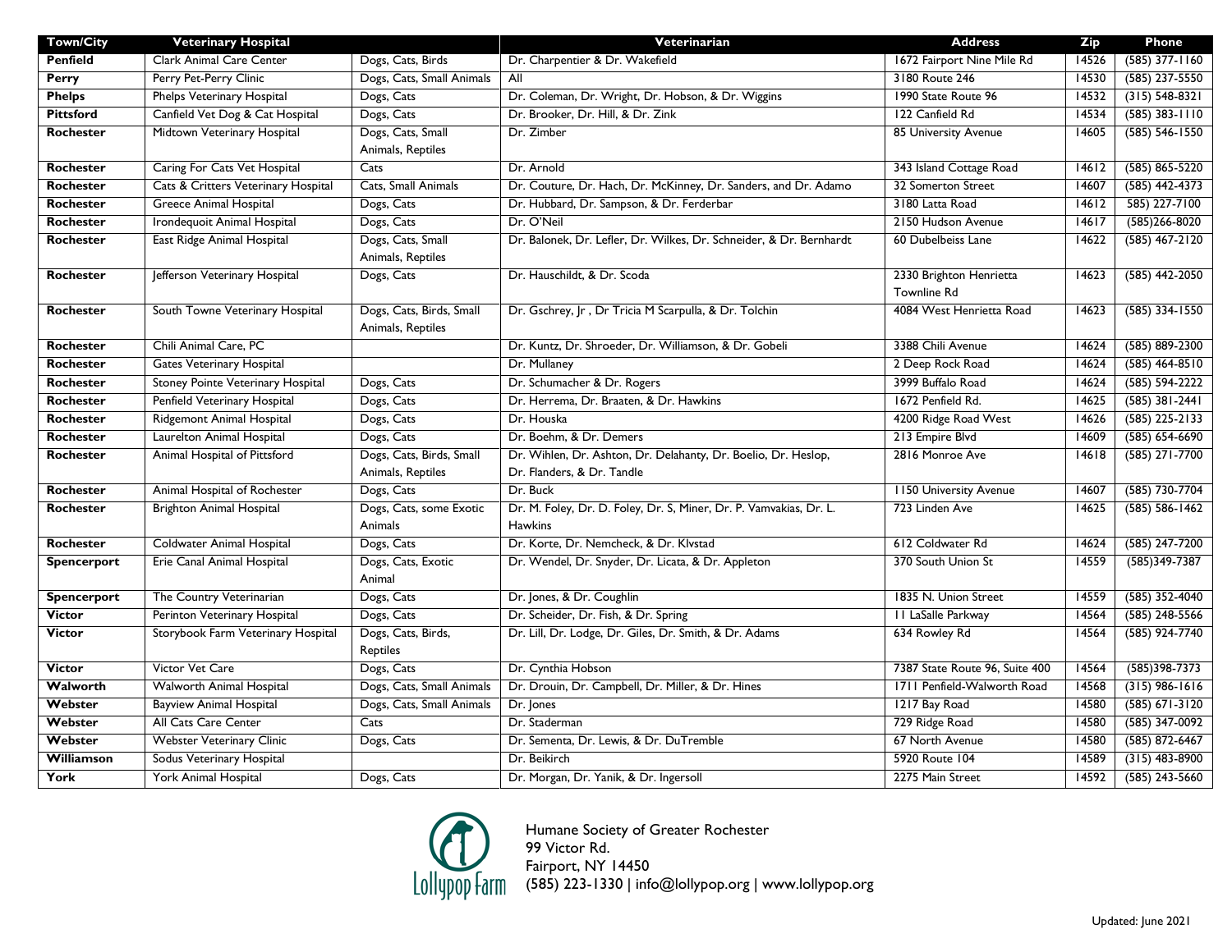| Town/City | Veterinary Hospital | | Veterinarian | Address | Zip | Phone |
|---|---|---|---|---|---|---|
| **Penfield** | Clark Animal Care Center | Dogs, Cats, Birds | Dr. Charpentier & Dr. Wakefield | 1672 Fairport Nine Mile Rd | 14526 | (585) 377-1160 |
| **Perry** | Perry Pet-Perry Clinic | Dogs, Cats, Small Animals | All | 3180 Route 246 | 14530 | (585) 237-5550 |
| **Phelps** | Phelps Veterinary Hospital | Dogs, Cats | Dr. Coleman, Dr. Wright, Dr. Hobson, & Dr. Wiggins | 1990 State Route 96 | 14532 | (315) 548-8321 |
| **Pittsford** | Canfield Vet Dog & Cat Hospital | Dogs, Cats | Dr. Brooker, Dr. Hill, & Dr. Zink | 122 Canfield Rd | 14534 | (585) 383-1110 |
| **Rochester** | Midtown Veterinary Hospital | Dogs, Cats, Small Animals, Reptiles | Dr. Zimber | 85 University Avenue | 14605 | (585) 546-1550 |
| **Rochester** | Caring For Cats Vet Hospital | Cats | Dr. Arnold | 343 Island Cottage Road | 14612 | (585) 865-5220 |
| **Rochester** | Cats & Critters Veterinary Hospital | Cats, Small Animals | Dr. Couture, Dr. Hach, Dr. McKinney, Dr. Sanders, and Dr. Adamo | 32 Somerton Street | 14607 | (585) 442-4373 |
| **Rochester** | Greece Animal Hospital | Dogs, Cats | Dr. Hubbard, Dr. Sampson, & Dr. Ferderbar | 3180 Latta Road | 14612 | 585) 227-7100 |
| **Rochester** | Irondequoit Animal Hospital | Dogs, Cats | Dr. O'Neil | 2150 Hudson Avenue | 14617 | (585)266-8020 |
| **Rochester** | East Ridge Animal Hospital | Dogs, Cats, Small Animals, Reptiles | Dr. Balonek, Dr. Lefler, Dr. Wilkes, Dr. Schneider, & Dr. Bernhardt | 60 Dubelbeiss Lane | 14622 | (585) 467-2120 |
| **Rochester** | Jefferson Veterinary Hospital | Dogs, Cats | Dr. Hauschildt, & Dr. Scoda | 2330 Brighton Henrietta Townline Rd | 14623 | (585) 442-2050 |
| **Rochester** | South Towne Veterinary Hospital | Dogs, Cats, Birds, Small Animals, Reptiles | Dr. Gschrey, Jr , Dr Tricia M Scarpulla, & Dr. Tolchin | 4084 West Henrietta Road | 14623 | (585) 334-1550 |
| **Rochester** | Chili Animal Care, PC | | Dr. Kuntz, Dr. Shroeder, Dr. Williamson, & Dr. Gobeli | 3388 Chili Avenue | 14624 | (585) 889-2300 |
| **Rochester** | Gates Veterinary Hospital | | Dr. Mullaney | 2 Deep Rock Road | 14624 | (585) 464-8510 |
| **Rochester** | Stoney Pointe Veterinary Hospital | Dogs, Cats | Dr. Schumacher & Dr. Rogers | 3999 Buffalo Road | 14624 | (585) 594-2222 |
| **Rochester** | Penfield Veterinary Hospital | Dogs, Cats | Dr. Herrema, Dr. Braaten, & Dr. Hawkins | 1672 Penfield Rd. | 14625 | (585) 381-2441 |
| **Rochester** | Ridgemont Animal Hospital | Dogs, Cats | Dr. Houska | 4200 Ridge Road West | 14626 | (585) 225-2133 |
| **Rochester** | Laurelton Animal Hospital | Dogs, Cats | Dr. Boehm, & Dr. Demers | 213 Empire Blvd | 14609 | (585) 654-6690 |
| **Rochester** | Animal Hospital of Pittsford | Dogs, Cats, Birds, Small Animals, Reptiles | Dr. Wihlen, Dr. Ashton, Dr. Delahanty, Dr. Boelio, Dr. Heslop, Dr. Flanders, & Dr. Tandle | 2816 Monroe Ave | 14618 | (585) 271-7700 |
| **Rochester** | Animal Hospital of Rochester | Dogs, Cats | Dr. Buck | 1150 University Avenue | 14607 | (585) 730-7704 |
| **Rochester** | Brighton Animal Hospital | Dogs, Cats, some Exotic Animals | Dr. M. Foley, Dr. D. Foley, Dr. S, Miner, Dr. P. Vamvakias, Dr. L. Hawkins | 723 Linden Ave | 14625 | (585) 586-1462 |
| **Rochester** | Coldwater Animal Hospital | Dogs, Cats | Dr. Korte, Dr. Nemcheck, & Dr. Klvstad | 612 Coldwater Rd | 14624 | (585) 247-7200 |
| **Spencerport** | Erie Canal Animal Hospital | Dogs, Cats, Exotic Animal | Dr. Wendel, Dr. Snyder, Dr. Licata, & Dr. Appleton | 370 South Union St | 14559 | (585)349-7387 |
| **Spencerport** | The Country Veterinarian | Dogs, Cats | Dr. Jones, & Dr. Coughlin | 1835 N. Union Street | 14559 | (585) 352-4040 |
| **Victor** | Perinton Veterinary Hospital | Dogs, Cats | Dr. Scheider, Dr. Fish, & Dr. Spring | 11 LaSalle Parkway | 14564 | (585) 248-5566 |
| **Victor** | Storybook Farm Veterinary Hospital | Dogs, Cats, Birds, Reptiles | Dr. Lill, Dr. Lodge, Dr. Giles, Dr. Smith, & Dr. Adams | 634 Rowley Rd | 14564 | (585) 924-7740 |
| **Victor** | Victor Vet Care | Dogs, Cats | Dr. Cynthia Hobson | 7387 State Route 96, Suite 400 | 14564 | (585)398-7373 |
| **Walworth** | Walworth Animal Hospital | Dogs, Cats, Small Animals | Dr. Drouin, Dr. Campbell, Dr. Miller, & Dr. Hines | 1711 Penfield-Walworth Road | 14568 | (315) 986-1616 |
| **Webster** | Bayview Animal Hospital | Dogs, Cats, Small Animals | Dr. Jones | 1217 Bay Road | 14580 | (585) 671-3120 |
| **Webster** | All Cats Care Center | Cats | Dr. Staderman | 729 Ridge Road | 14580 | (585) 347-0092 |
| **Webster** | Webster Veterinary Clinic | Dogs, Cats | Dr. Sementa, Dr. Lewis, & Dr. DuTremble | 67 North Avenue | 14580 | (585) 872-6467 |
| **Williamson** | Sodus Veterinary Hospital | | Dr. Beikirch | 5920 Route 104 | 14589 | (315) 483-8900 |
| **York** | York Animal Hospital | Dogs, Cats | Dr. Morgan, Dr. Yanik, & Dr. Ingersoll | 2275 Main Street | 14592 | (585) 243-5660 |

Lollypop Farm

Humane Society of Greater Rochester
99 Victor Rd.
Fairport, NY 14450
(585) 223-1330 | info@lollypop.org | www.lollypop.org

Updated: June 2021